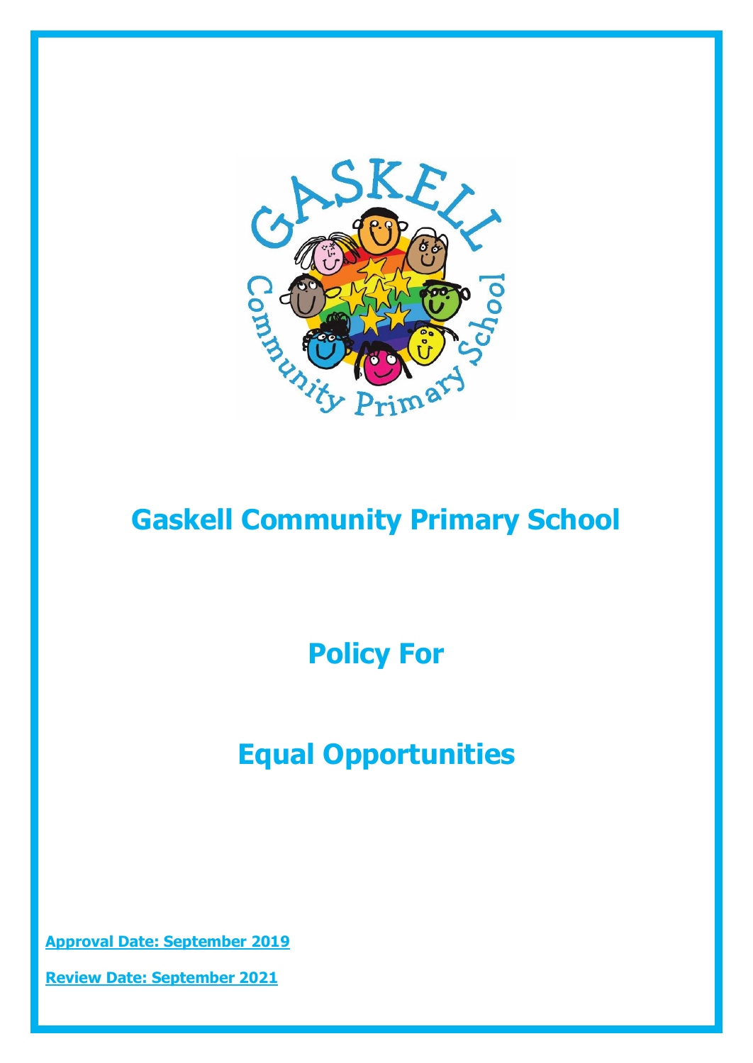# Gaskell Community Primary School

## Policy For

## Equal Opportunities

**Approval Date: September 2019**

**Review Date: September 2021**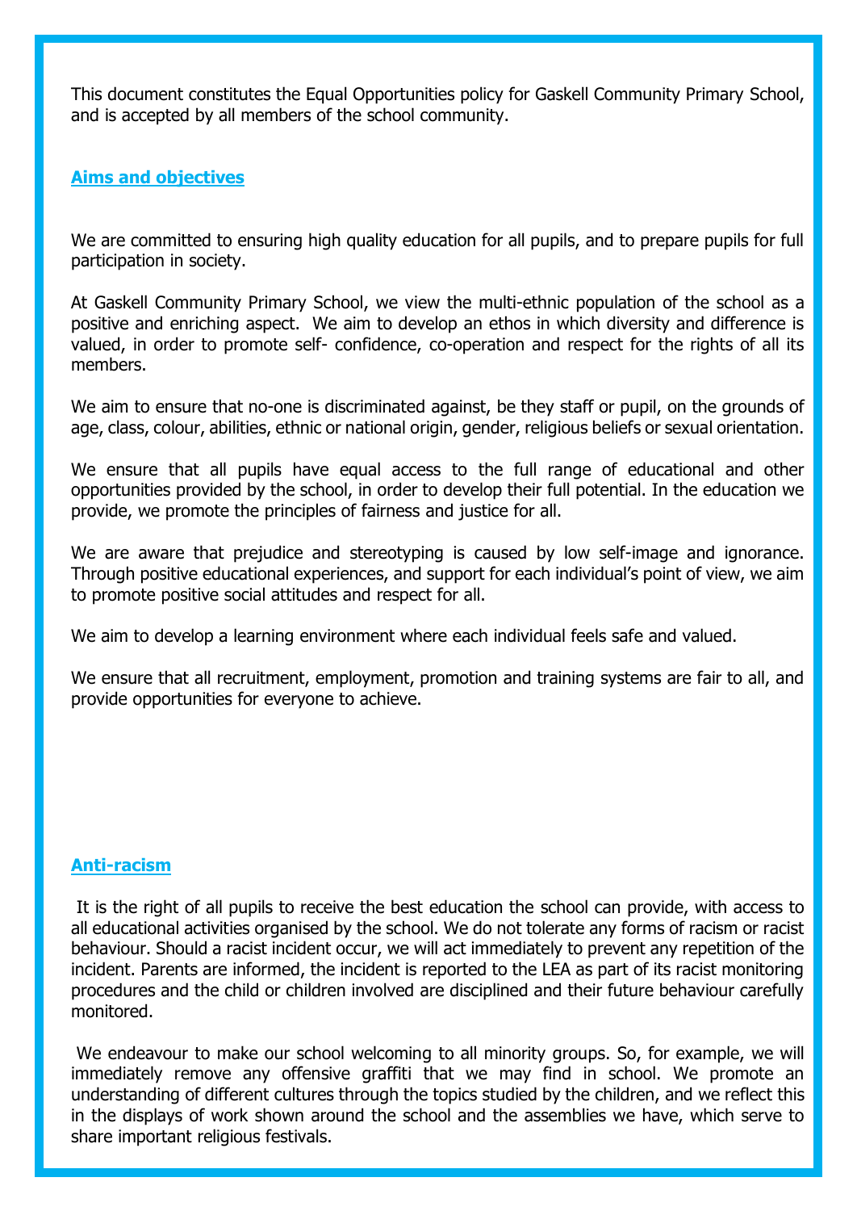This document constitutes the Equal Opportunities policy for Gaskell Community Primary School, and is accepted by all members of the school community.

## Aims and objectives

We are committed to ensuring high quality education for all pupils, and to prepare pupils for full participation in society.

At Gaskell Community Primary School, we view the multi-ethnic population of the school as a positive and enriching aspect. We aim to develop an ethos in which diversity and difference is valued, in order to promote self- confidence, co-operation and respect for the rights of all its members.

We aim to ensure that no-one is discriminated against, be they staff or pupil, on the grounds of age, class, colour, abilities, ethnic or national origin, gender, religious beliefs or sexual orientation.

We ensure that all pupils have equal access to the full range of educational and other opportunities provided by the school, in order to develop their full potential. In the education we provide, we promote the principles of fairness and justice for all.

We are aware that prejudice and stereotyping is caused by low self-image and ignorance. Through positive educational experiences, and support for each individual's point of view, we aim to promote positive social attitudes and respect for all.

We aim to develop a learning environment where each individual feels safe and valued.

We ensure that all recruitment, employment, promotion and training systems are fair to all, and provide opportunities for everyone to achieve.

## Anti-racism

It is the right of all pupils to receive the best education the school can provide, with access to all educational activities organised by the school. We do not tolerate any forms of racism or racist behaviour. Should a racist incident occur, we will act immediately to prevent any repetition of the incident. Parents are informed, the incident is reported to the LEA as part of its racist monitoring procedures and the child or children involved are disciplined and their future behaviour carefully monitored.

We endeavour to make our school welcoming to all minority groups. So, for example, we will immediately remove any offensive graffiti that we may find in school. We promote an understanding of different cultures through the topics studied by the children, and we reflect this in the displays of work shown around the school and the assemblies we have, which serve to share important religious festivals.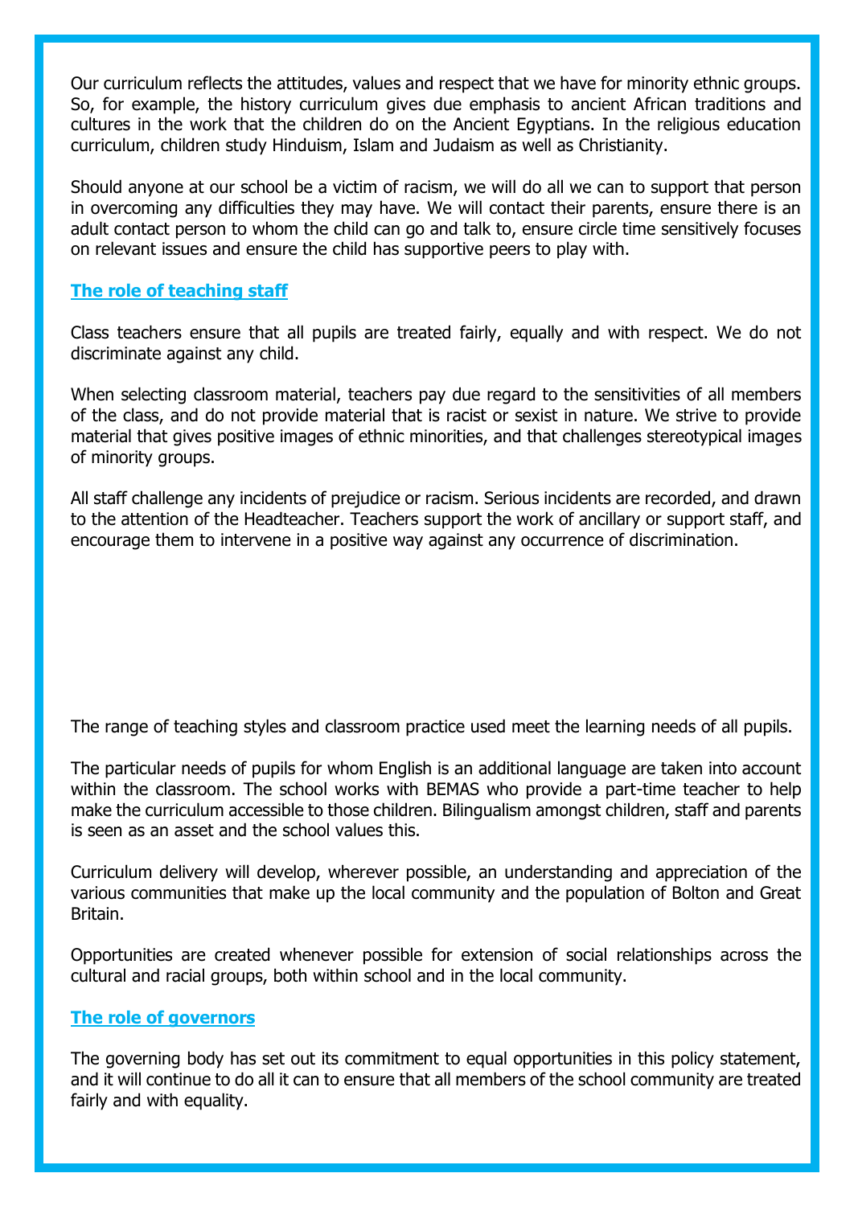Our curriculum reflects the attitudes, values and respect that we have for minority ethnic groups. So, for example, the history curriculum gives due emphasis to ancient African traditions and cultures in the work that the children do on the Ancient Egyptians. In the religious education curriculum, children study Hinduism, Islam and Judaism as well as Christianity.

Should anyone at our school be a victim of racism, we will do all we can to support that person in overcoming any difficulties they may have. We will contact their parents, ensure there is an adult contact person to whom the child can go and talk to, ensure circle time sensitively focuses on relevant issues and ensure the child has supportive peers to play with.

## The role of teaching staff

Class teachers ensure that all pupils are treated fairly, equally and with respect. We do not discriminate against any child.

When selecting classroom material, teachers pay due regard to the sensitivities of all members of the class, and do not provide material that is racist or sexist in nature. We strive to provide material that gives positive images of ethnic minorities, and that challenges stereotypical images of minority groups.

All staff challenge any incidents of prejudice or racism. Serious incidents are recorded, and drawn to the attention of the Headteacher. Teachers support the work of ancillary or support staff, and encourage them to intervene in a positive way against any occurrence of discrimination.

The range of teaching styles and classroom practice used meet the learning needs of all pupils.

The particular needs of pupils for whom English is an additional language are taken into account within the classroom. The school works with BEMAS who provide a part-time teacher to help make the curriculum accessible to those children. Bilingualism amongst children, staff and parents is seen as an asset and the school values this.

Curriculum delivery will develop, wherever possible, an understanding and appreciation of the various communities that make up the local community and the population of Bolton and Great Britain.

Opportunities are created whenever possible for extension of social relationships across the cultural and racial groups, both within school and in the local community.

## The role of governors

The governing body has set out its commitment to equal opportunities in this policy statement, and it will continue to do all it can to ensure that all members of the school community are treated fairly and with equality.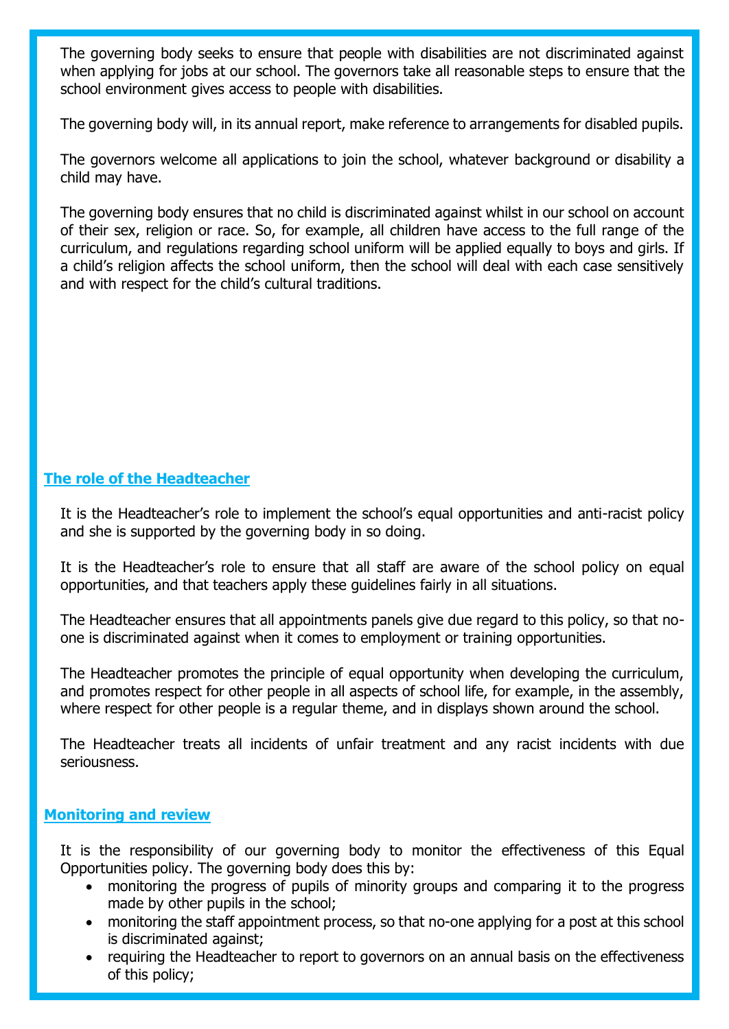The governing body seeks to ensure that people with disabilities are not discriminated against when applying for jobs at our school. The governors take all reasonable steps to ensure that the school environment gives access to people with disabilities.

The governing body will, in its annual report, make reference to arrangements for disabled pupils.

The governors welcome all applications to join the school, whatever background or disability a child may have.

The governing body ensures that no child is discriminated against whilst in our school on account of their sex, religion or race. So, for example, all children have access to the full range of the curriculum, and regulations regarding school uniform will be applied equally to boys and girls. If a child's religion affects the school uniform, then the school will deal with each case sensitively and with respect for the child's cultural traditions.

## The role of the Headteacher

It is the Headteacher's role to implement the school's equal opportunities and anti-racist policy and she is supported by the governing body in so doing.

It is the Headteacher's role to ensure that all staff are aware of the school policy on equal opportunities, and that teachers apply these guidelines fairly in all situations.

The Headteacher ensures that all appointments panels give due regard to this policy, so that no-one is discriminated against when it comes to employment or training opportunities.

The Headteacher promotes the principle of equal opportunity when developing the curriculum, and promotes respect for other people in all aspects of school life, for example, in the assembly, where respect for other people is a regular theme, and in displays shown around the school.

The Headteacher treats all incidents of unfair treatment and any racist incidents with due seriousness.

## Monitoring and review

It is the responsibility of our governing body to monitor the effectiveness of this Equal Opportunities policy. The governing body does this by:

- monitoring the progress of pupils of minority groups and comparing it to the progress made by other pupils in the school;
- monitoring the staff appointment process, so that no-one applying for a post at this school is discriminated against;
- requiring the Headteacher to report to governors on an annual basis on the effectiveness of this policy;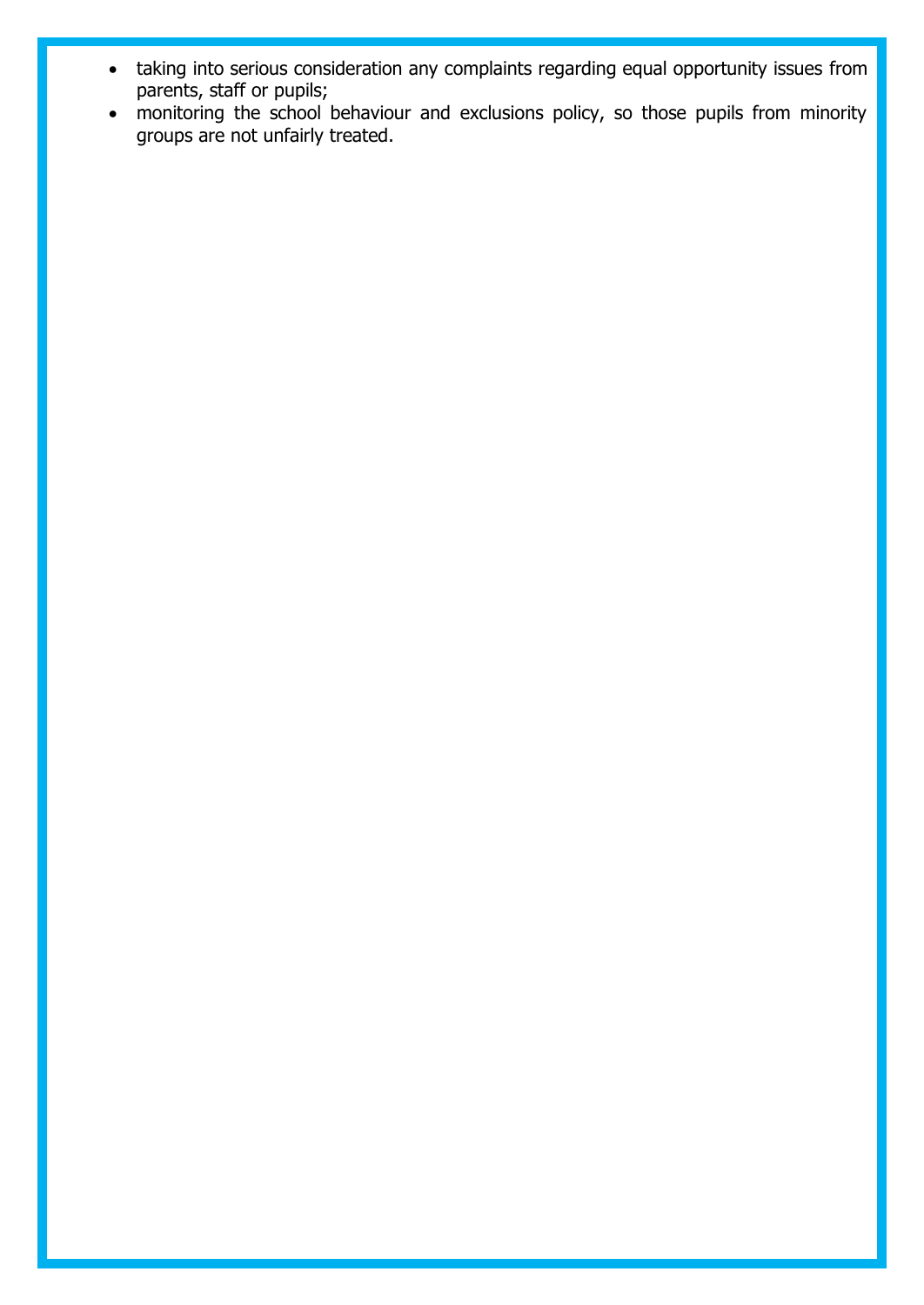- taking into serious consideration any complaints regarding equal opportunity issues from parents, staff or pupils;
- monitoring the school behaviour and exclusions policy, so those pupils from minority groups are not unfairly treated.